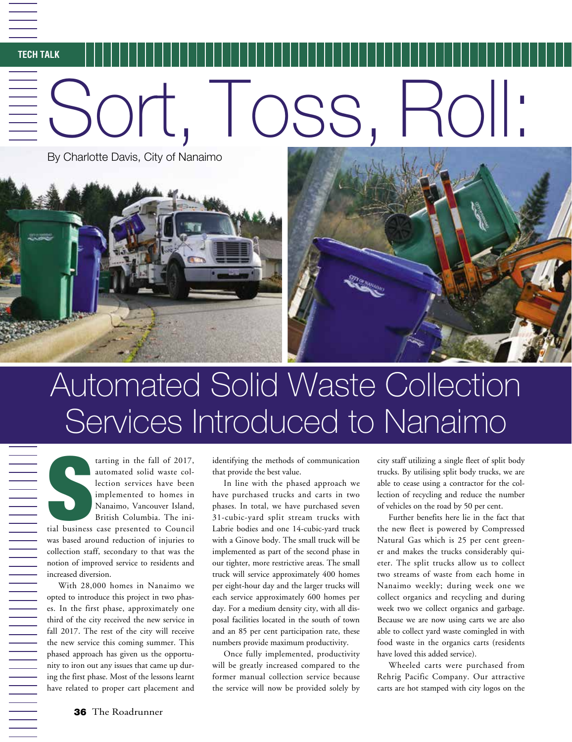TECH TALK

# Sort, Toss, Roll:

By Charlotte Davis, City of Nanaimo

# Automated Solid Waste Collection Services Introduced to Nanaimo

Starting in the fall of 2017, automated solid waste collection services have been implemented to homes in Nanaimo, Vancouver Island, British Columbia. The initial business case presented to Council was based around reduction of injuries to collection staff, secondary to that was the notion of improved service to residents and increased diversion.

With 28,000 homes in Nanaimo we opted to introduce this project in two phases. In the first phase, approximately one third of the city received the new service in fall 2017. The rest of the city will receive the new service this coming summer. This phased approach has given us the opportunity to iron out any issues that came up during the first phase. Most of the lessons learnt have related to proper cart placement and identifying the methods of communication that provide the best value.

In line with the phased approach we have purchased trucks and carts in two phases. In total, we have purchased seven 31-cubic-yard split stream trucks with Labrie bodies and one 14-cubic-yard truck with a Ginove body. The small truck will be implemented as part of the second phase in our tighter, more restrictive areas. The small truck will service approximately 400 homes per eight-hour day and the larger trucks will each service approximately 600 homes per day. For a medium density city, with all disposal facilities located in the south of town and an 85 per cent participation rate, these numbers provide maximum productivity.

Once fully implemented, productivity will be greatly increased compared to the former manual collection service because the service will now be provided solely by city staff utilizing a single fleet of split body trucks. By utilising split body trucks, we are able to cease using a contractor for the collection of recycling and reduce the number of vehicles on the road by 50 per cent.

Further benefits here lie in the fact that the new fleet is powered by Compressed Natural Gas which is 25 per cent greener and makes the trucks considerably quieter. The split trucks allow us to collect two streams of waste from each home in Nanaimo weekly; during week one we collect organics and recycling and during week two we collect organics and garbage. Because we are now using carts we are also able to collect yard waste comingled in with food waste in the organics carts (residents have loved this added service).

Wheeled carts were purchased from Rehrig Pacific Company. Our attractive carts are hot stamped with city logos on the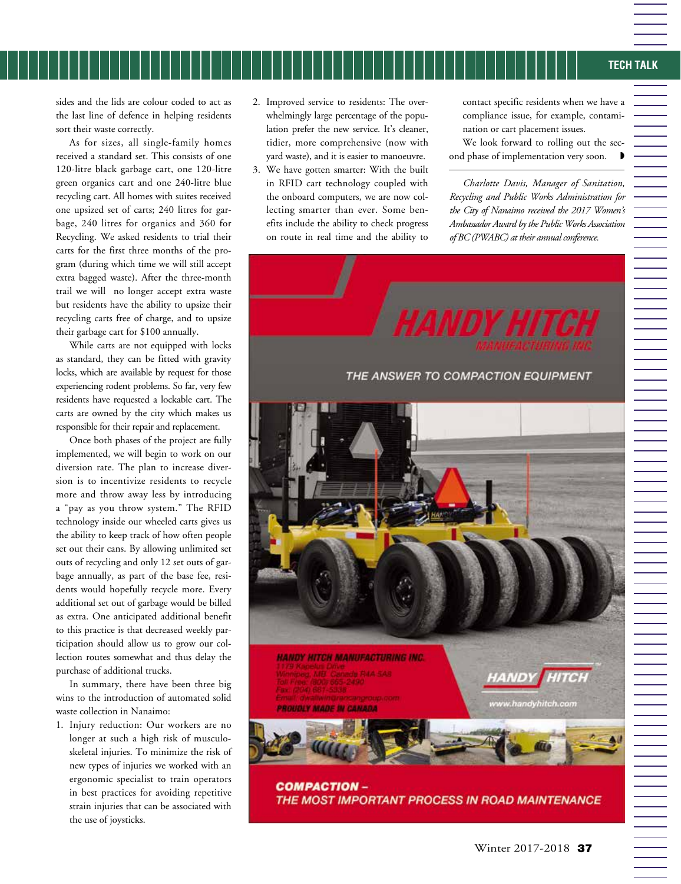sides and the lids are colour coded to act as the last line of defence in helping residents sort their waste correctly.

As for sizes, all single-family homes received a standard set. This consists of one 120-litre black garbage cart, one 120-litre green organics cart and one 240-litre blue recycling cart. All homes with suites received one upsized set of carts; 240 litres for garbage, 240 litres for organics and 360 for Recycling. We asked residents to trial their carts for the first three months of the program (during which time we will still accept extra bagged waste). After the three-month trail we will  no longer accept extra waste but residents have the ability to upsize their recycling carts free of charge, and to upsize their garbage cart for $100 annually.

While carts are not equipped with locks as standard, they can be fitted with gravity locks, which are available by request for those experiencing rodent problems. So far, very few residents have requested a lockable cart. The carts are owned by the city which makes us responsible for their repair and replacement.

Once both phases of the project are fully implemented, we will begin to work on our diversion rate. The plan to increase diversion is to incentivize residents to recycle more and throw away less by introducing a "pay as you throw system." The RFID technology inside our wheeled carts gives us the ability to keep track of how often people set out their cans. By allowing unlimited set outs of recycling and only 12 set outs of garbage annually, as part of the base fee, residents would hopefully recycle more. Every additional set out of garbage would be billed as extra. One anticipated additional benefit to this practice is that decreased weekly participation should allow us to grow our collection routes somewhat and thus delay the purchase of additional trucks.

In summary, there have been three big wins to the introduction of automated solid waste collection in Nanaimo:

1. Injury reduction: Our workers are no longer at such a high risk of musculoskeletal injuries. To minimize the risk of new types of injuries we worked with an ergonomic specialist to train operators in best practices for avoiding repetitive strain injuries that can be associated with the use of joysticks.
2. Improved service to residents: The overwhelmingly large percentage of the population prefer the new service. It's cleaner, tidier, more comprehensive (now with yard waste), and it is easier to manoeuvre.
3. We have gotten smarter: With the built in RFID cart technology coupled with the onboard computers, we are now collecting smarter than ever. Some benefits include the ability to check progress on route in real time and the ability to contact specific residents when we have a compliance issue, for example, contamination or cart placement issues.

We look forward to rolling out the second phase of implementation very soon. ◗

*Charlotte Davis, Manager of Sanitation, Recycling and Public Works Administration for the City of Nanaimo received the 2017 Women's Ambassador Award by the Public Works Association of BC (PWABC) at their annual conference.*

HANDY HITCH MANUFACTURING INC

THE ANSWER TO COMPACTION EQUIPMENT

HANDY HITCH MANUFACTURING INC.
1179 Kapelus Drive
Winnipeg, MB Canada R4A 5A8
Toll Free: (800) 665-2490
Fax: (204) 661-5338
Email: dwallwin@rancangroup.com
PROUDLY MADE IN CANADA

HANDY HITCH
www.handyhitch.com

COMPACTION – THE MOST IMPORTANT PROCESS IN ROAD MAINTENANCE